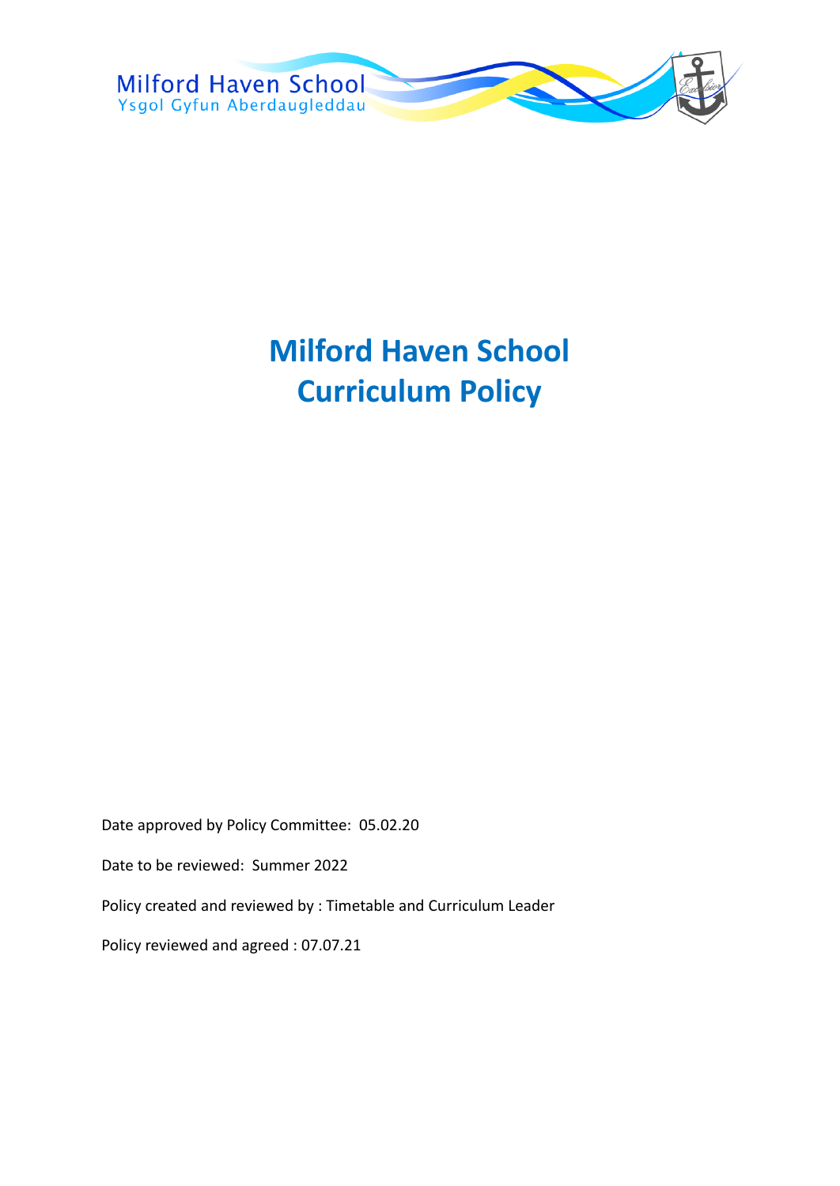Milford Haven School
Ysgol Gyfun Aberdaugleddau

# Milford Haven School
# Curriculum Policy

Date approved by Policy Committee: 05.02.20

Date to be reviewed: Summer 2022

Policy created and reviewed by : Timetable and Curriculum Leader

Policy reviewed and agreed : 07.07.21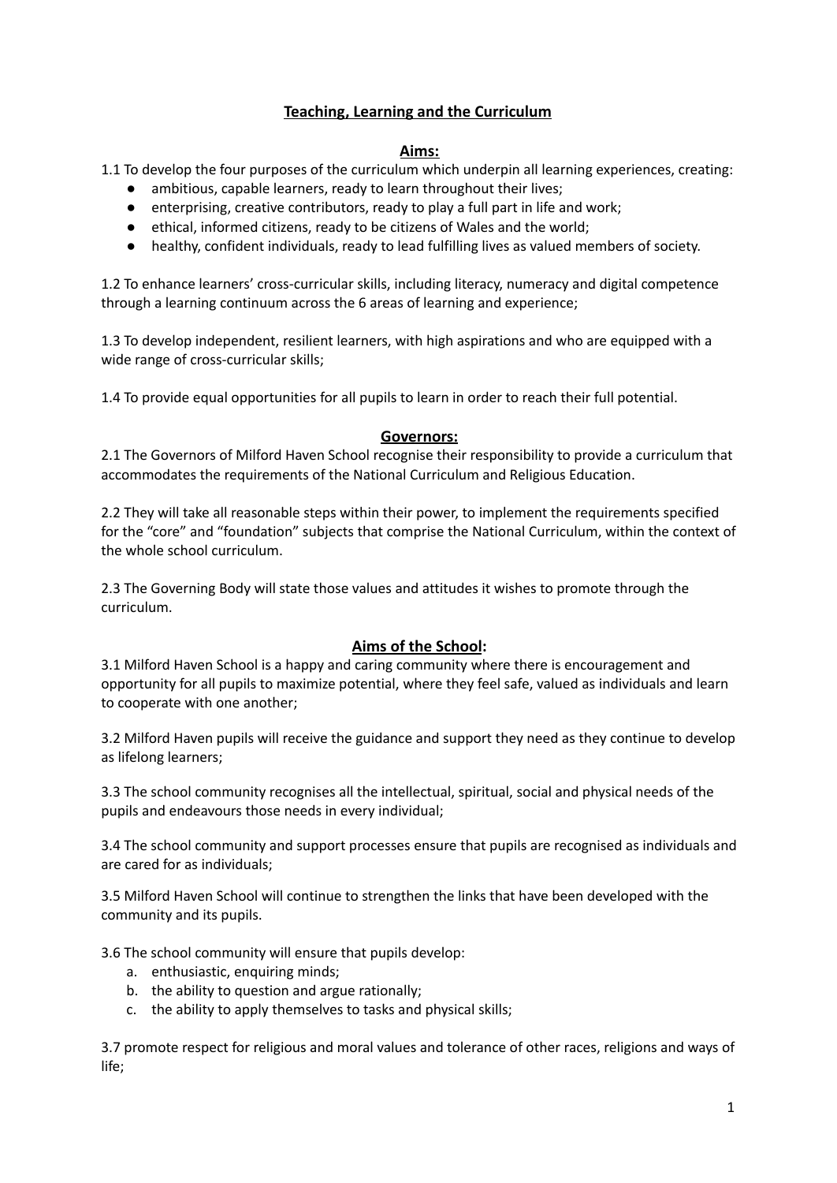# Teaching, Learning and the Curriculum

## Aims:

1.1 To develop the four purposes of the curriculum which underpin all learning experiences, creating:

- ambitious, capable learners, ready to learn throughout their lives;
- enterprising, creative contributors, ready to play a full part in life and work;
- ethical, informed citizens, ready to be citizens of Wales and the world;
- healthy, confident individuals, ready to lead fulfilling lives as valued members of society.

1.2 To enhance learners' cross-curricular skills, including literacy, numeracy and digital competence through a learning continuum across the 6 areas of learning and experience;

1.3 To develop independent, resilient learners, with high aspirations and who are equipped with a wide range of cross-curricular skills;

1.4 To provide equal opportunities for all pupils to learn in order to reach their full potential.

## Governors:

2.1 The Governors of Milford Haven School recognise their responsibility to provide a curriculum that accommodates the requirements of the National Curriculum and Religious Education.

2.2 They will take all reasonable steps within their power, to implement the requirements specified for the "core" and "foundation" subjects that comprise the National Curriculum, within the context of the whole school curriculum.

2.3 The Governing Body will state those values and attitudes it wishes to promote through the curriculum.

## Aims of the School:

3.1 Milford Haven School is a happy and caring community where there is encouragement and opportunity for all pupils to maximize potential, where they feel safe, valued as individuals and learn to cooperate with one another;

3.2 Milford Haven pupils will receive the guidance and support they need as they continue to develop as lifelong learners;

3.3 The school community recognises all the intellectual, spiritual, social and physical needs of the pupils and endeavours those needs in every individual;

3.4 The school community and support processes ensure that pupils are recognised as individuals and are cared for as individuals;

3.5 Milford Haven School will continue to strengthen the links that have been developed with the community and its pupils.

3.6 The school community will ensure that pupils develop:

a. enthusiastic, enquiring minds;
b. the ability to question and argue rationally;
c. the ability to apply themselves to tasks and physical skills;

3.7 promote respect for religious and moral values and tolerance of other races, religions and ways of life;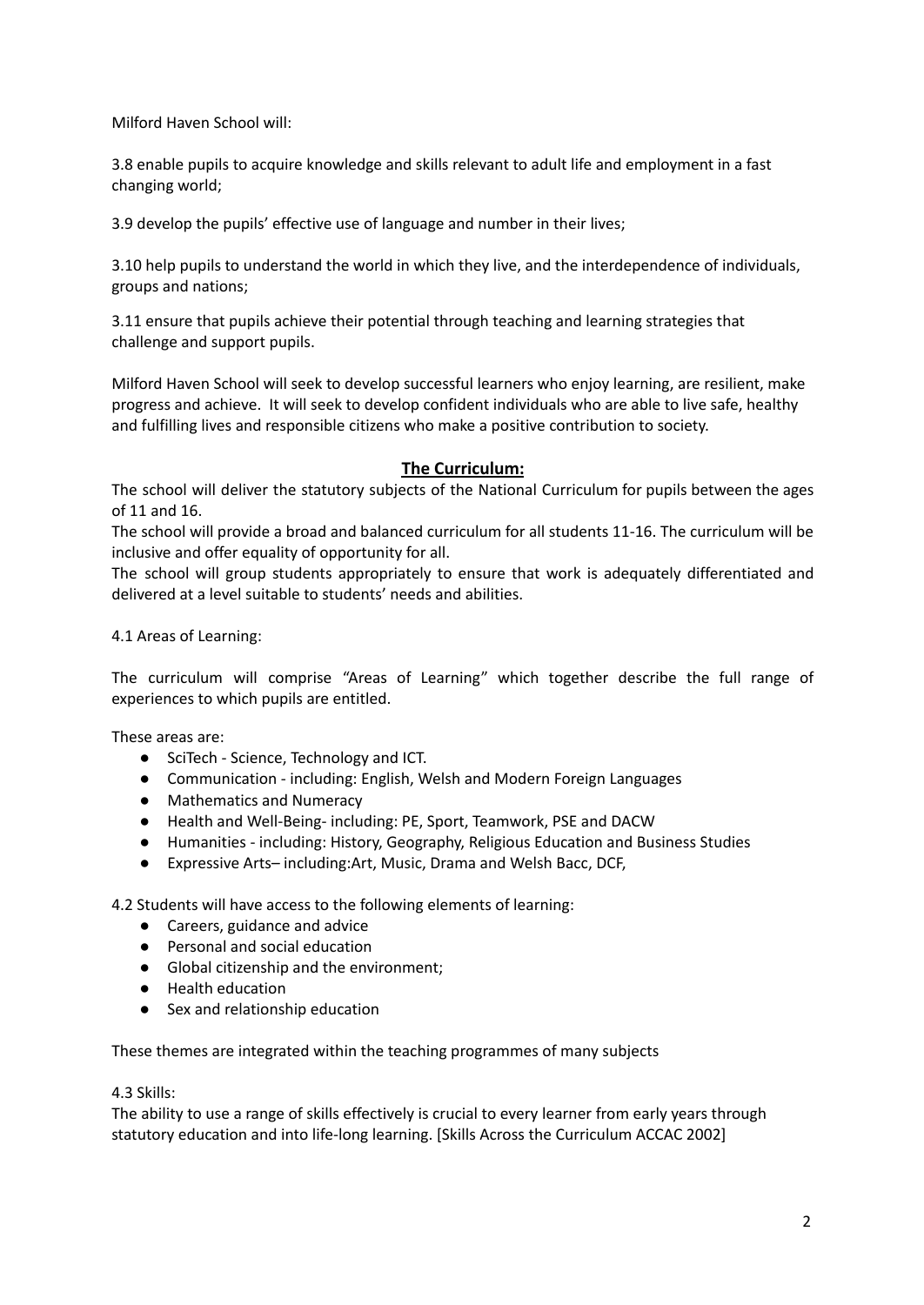Milford Haven School will:

3.8 enable pupils to acquire knowledge and skills relevant to adult life and employment in a fast changing world;

3.9 develop the pupils' effective use of language and number in their lives;

3.10 help pupils to understand the world in which they live, and the interdependence of individuals, groups and nations;

3.11 ensure that pupils achieve their potential through teaching and learning strategies that challenge and support pupils.

Milford Haven School will seek to develop successful learners who enjoy learning, are resilient, make progress and achieve. It will seek to develop confident individuals who are able to live safe, healthy and fulfilling lives and responsible citizens who make a positive contribution to society.

## **The Curriculum:**

The school will deliver the statutory subjects of the National Curriculum for pupils between the ages of 11 and 16.

The school will provide a broad and balanced curriculum for all students 11-16. The curriculum will be inclusive and offer equality of opportunity for all.

The school will group students appropriately to ensure that work is adequately differentiated and delivered at a level suitable to students' needs and abilities.

4.1 Areas of Learning:

The curriculum will comprise "Areas of Learning" which together describe the full range of experiences to which pupils are entitled.

These areas are:

- SciTech - Science, Technology and ICT.
- Communication - including: English, Welsh and Modern Foreign Languages
- Mathematics and Numeracy
- Health and Well-Being- including: PE, Sport, Teamwork, PSE and DACW
- Humanities - including: History, Geography, Religious Education and Business Studies
- Expressive Arts– including:Art, Music, Drama and Welsh Bacc, DCF,

4.2 Students will have access to the following elements of learning:

- Careers, guidance and advice
- Personal and social education
- Global citizenship and the environment;
- Health education
- Sex and relationship education

These themes are integrated within the teaching programmes of many subjects

4.3 Skills:

The ability to use a range of skills effectively is crucial to every learner from early years through statutory education and into life-long learning. [Skills Across the Curriculum ACCAC 2002]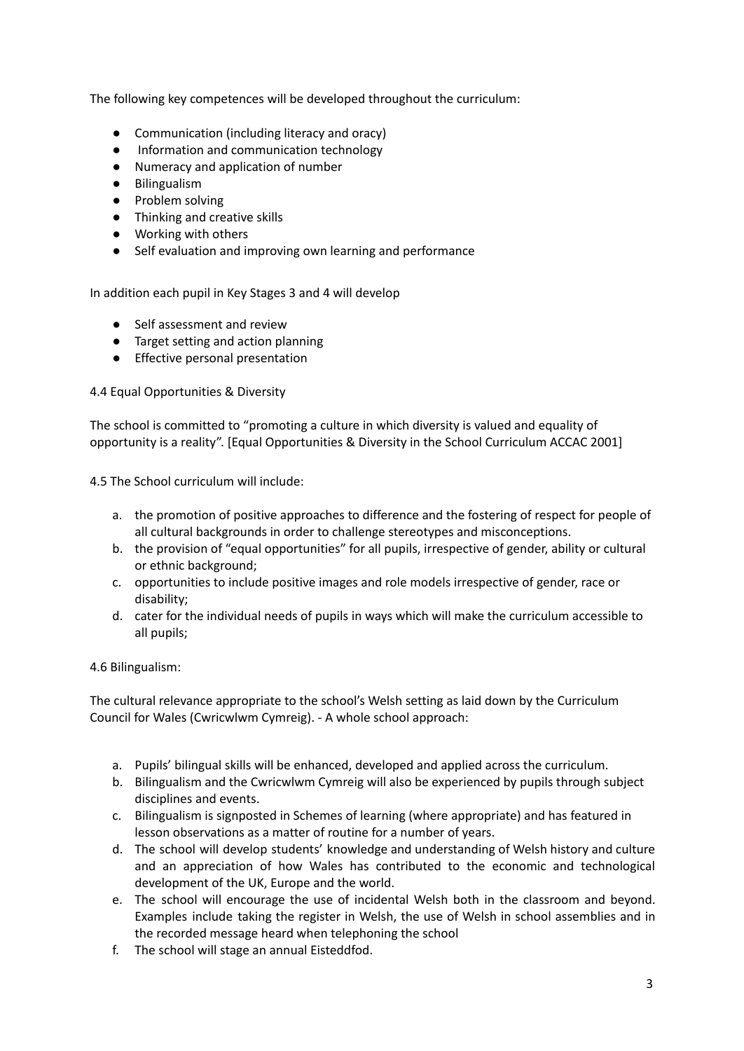The following key competences will be developed throughout the curriculum:

- Communication (including literacy and oracy)
- Information and communication technology
- Numeracy and application of number
- Bilingualism
- Problem solving
- Thinking and creative skills
- Working with others
- Self evaluation and improving own learning and performance

In addition each pupil in Key Stages 3 and 4 will develop

- Self assessment and review
- Target setting and action planning
- Effective personal presentation

4.4 Equal Opportunities & Diversity

The school is committed to "promoting a culture in which diversity is valued and equality of opportunity is a reality". [Equal Opportunities & Diversity in the School Curriculum ACCAC 2001]

4.5 The School curriculum will include:

a. the promotion of positive approaches to difference and the fostering of respect for people of all cultural backgrounds in order to challenge stereotypes and misconceptions.
b. the provision of "equal opportunities" for all pupils, irrespective of gender, ability or cultural or ethnic background;
c. opportunities to include positive images and role models irrespective of gender, race or disability;
d. cater for the individual needs of pupils in ways which will make the curriculum accessible to all pupils;

4.6 Bilingualism:

The cultural relevance appropriate to the school's Welsh setting as laid down by the Curriculum Council for Wales (Cwricwlwm Cymreig). - A whole school approach:

a. Pupils' bilingual skills will be enhanced, developed and applied across the curriculum.
b. Bilingualism and the Cwricwlwm Cymreig will also be experienced by pupils through subject disciplines and events.
c. Bilingualism is signposted in Schemes of learning (where appropriate) and has featured in lesson observations as a matter of routine for a number of years.
d. The school will develop students' knowledge and understanding of Welsh history and culture and an appreciation of how Wales has contributed to the economic and technological development of the UK, Europe and the world.
e. The school will encourage the use of incidental Welsh both in the classroom and beyond. Examples include taking the register in Welsh, the use of Welsh in school assemblies and in the recorded message heard when telephoning the school
f. The school will stage an annual Eisteddfod.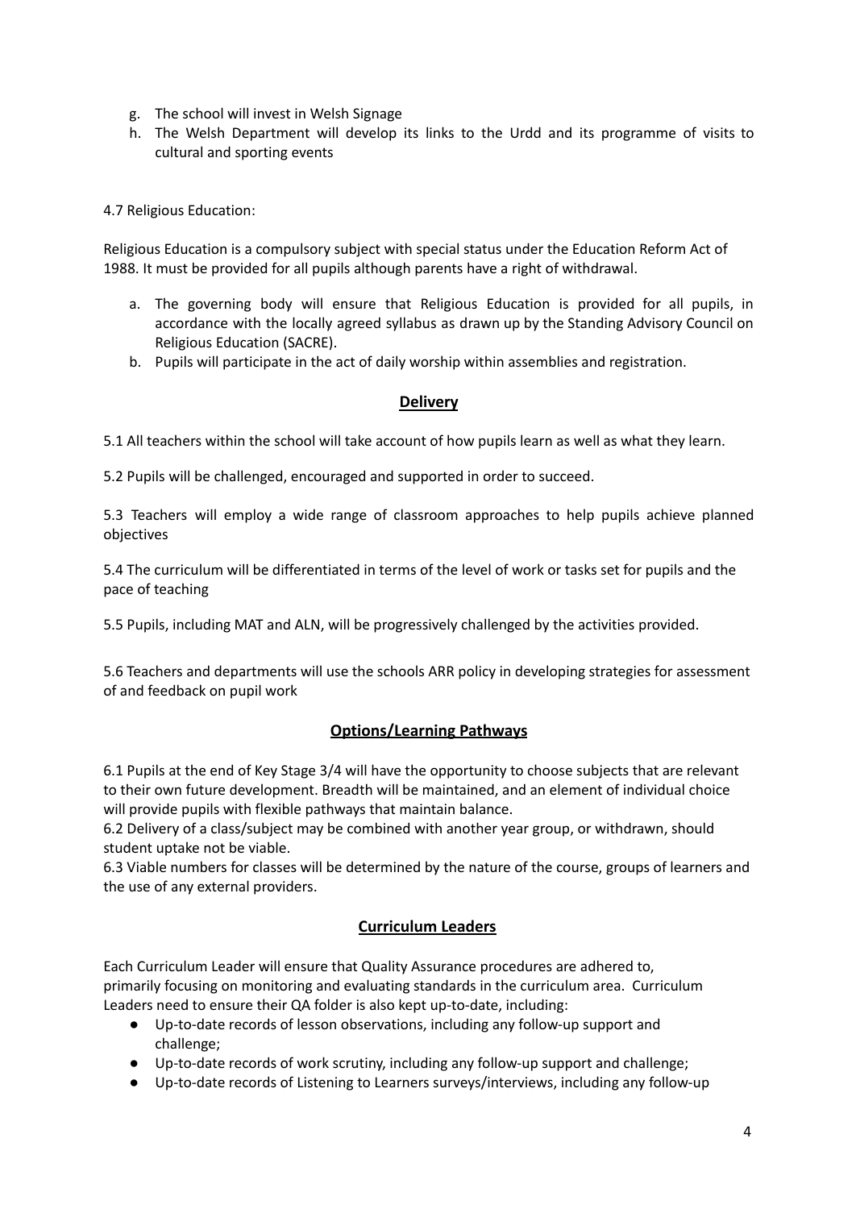g. The school will invest in Welsh Signage
h. The Welsh Department will develop its links to the Urdd and its programme of visits to cultural and sporting events

4.7 Religious Education:

Religious Education is a compulsory subject with special status under the Education Reform Act of 1988. It must be provided for all pupils although parents have a right of withdrawal.

a. The governing body will ensure that Religious Education is provided for all pupils, in accordance with the locally agreed syllabus as drawn up by the Standing Advisory Council on Religious Education (SACRE).
b. Pupils will participate in the act of daily worship within assemblies and registration.

## **Delivery**

5.1 All teachers within the school will take account of how pupils learn as well as what they learn.

5.2 Pupils will be challenged, encouraged and supported in order to succeed.

5.3 Teachers will employ a wide range of classroom approaches to help pupils achieve planned objectives

5.4 The curriculum will be differentiated in terms of the level of work or tasks set for pupils and the pace of teaching

5.5 Pupils, including MAT and ALN, will be progressively challenged by the activities provided.

5.6 Teachers and departments will use the schools ARR policy in developing strategies for assessment of and feedback on pupil work

## **Options/Learning Pathways**

6.1 Pupils at the end of Key Stage 3/4 will have the opportunity to choose subjects that are relevant to their own future development. Breadth will be maintained, and an element of individual choice will provide pupils with flexible pathways that maintain balance.
6.2 Delivery of a class/subject may be combined with another year group, or withdrawn, should student uptake not be viable.
6.3 Viable numbers for classes will be determined by the nature of the course, groups of learners and the use of any external providers.

## **Curriculum Leaders**

Each Curriculum Leader will ensure that Quality Assurance procedures are adhered to, primarily focusing on monitoring and evaluating standards in the curriculum area. Curriculum Leaders need to ensure their QA folder is also kept up-to-date, including:

- Up-to-date records of lesson observations, including any follow-up support and challenge;
- Up-to-date records of work scrutiny, including any follow-up support and challenge;
- Up-to-date records of Listening to Learners surveys/interviews, including any follow-up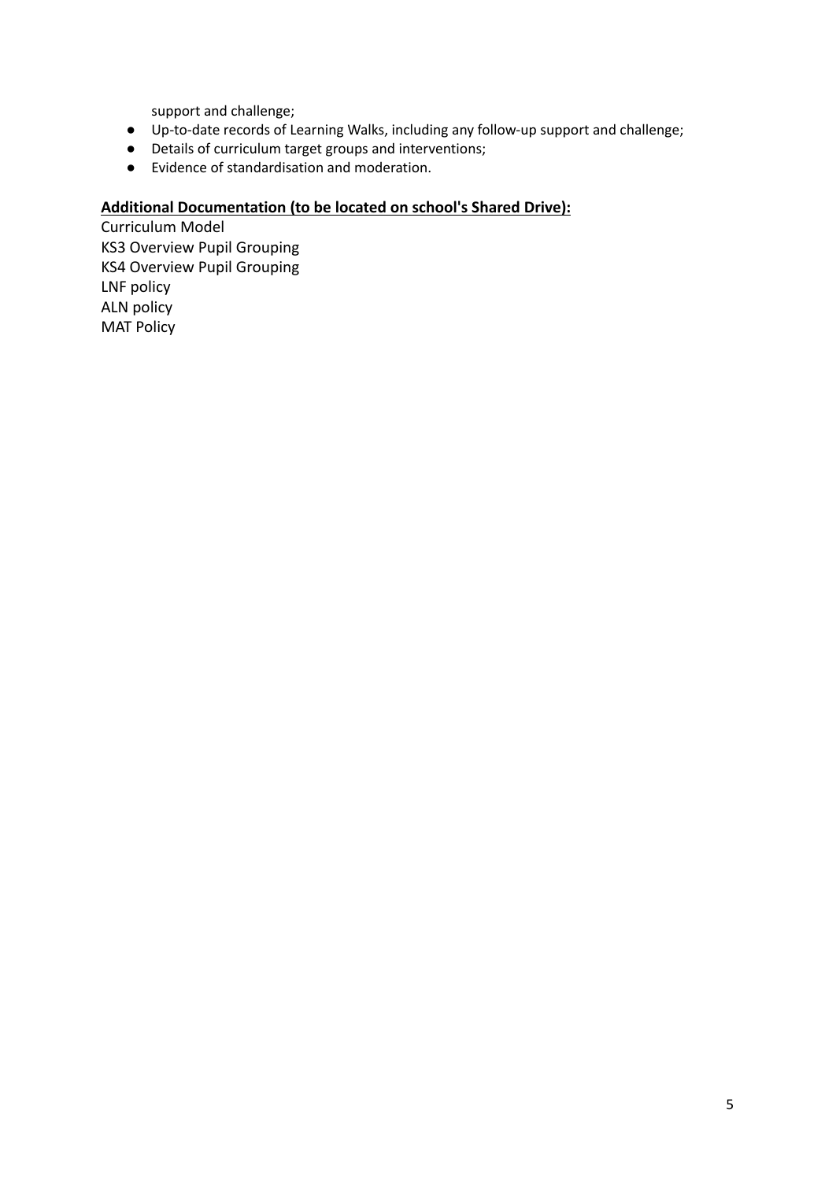support and challenge;

- Up-to-date records of Learning Walks, including any follow-up support and challenge;
- Details of curriculum target groups and interventions;
- Evidence of standardisation and moderation.

**Additional Documentation (to be located on school's Shared Drive):**

Curriculum Model
KS3 Overview Pupil Grouping
KS4 Overview Pupil Grouping
LNF policy
ALN policy
MAT Policy